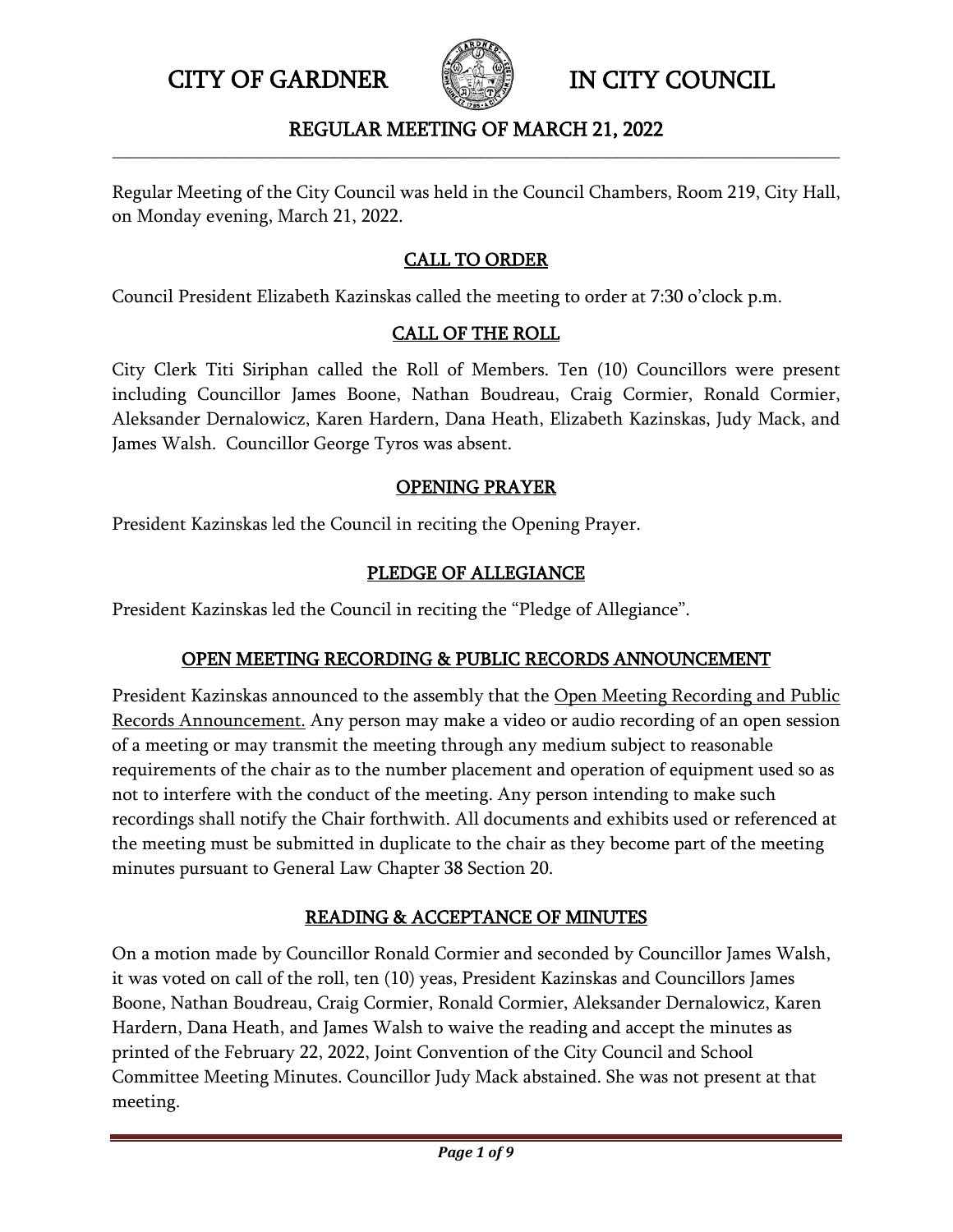# CITY OF GARDNER IN CITY COUNCIL

## REGULAR MEETING OF MARCH 21, 2022

Regular Meeting of the City Council was held in the Council Chambers, Room 219, City Hall, on Monday evening, March 21, 2022.

### CALL TO ORDER

Council President Elizabeth Kazinskas called the meeting to order at 7:30 o'clock p.m.

### CALL OF THE ROLL

City Clerk Titi Siriphan called the Roll of Members. Ten (10) Councillors were present including Councillor James Boone, Nathan Boudreau, Craig Cormier, Ronald Cormier, Aleksander Dernalowicz, Karen Hardern, Dana Heath, Elizabeth Kazinskas, Judy Mack, and James Walsh. Councillor George Tyros was absent.

### OPENING PRAYER

President Kazinskas led the Council in reciting the Opening Prayer.

### PLEDGE OF ALLEGIANCE

President Kazinskas led the Council in reciting the "Pledge of Allegiance".

### OPEN MEETING RECORDING & PUBLIC RECORDS ANNOUNCEMENT

President Kazinskas announced to the assembly that the Open Meeting Recording and Public Records Announcement. Any person may make a video or audio recording of an open session of a meeting or may transmit the meeting through any medium subject to reasonable requirements of the chair as to the number placement and operation of equipment used so as not to interfere with the conduct of the meeting. Any person intending to make such recordings shall notify the Chair forthwith. All documents and exhibits used or referenced at the meeting must be submitted in duplicate to the chair as they become part of the meeting minutes pursuant to General Law Chapter 38 Section 20.

### READING & ACCEPTANCE OF MINUTES

On a motion made by Councillor Ronald Cormier and seconded by Councillor James Walsh, it was voted on call of the roll, ten (10) yeas, President Kazinskas and Councillors James Boone, Nathan Boudreau, Craig Cormier, Ronald Cormier, Aleksander Dernalowicz, Karen Hardern, Dana Heath, and James Walsh to waive the reading and accept the minutes as printed of the February 22, 2022, Joint Convention of the City Council and School Committee Meeting Minutes. Councillor Judy Mack abstained. She was not present at that meeting.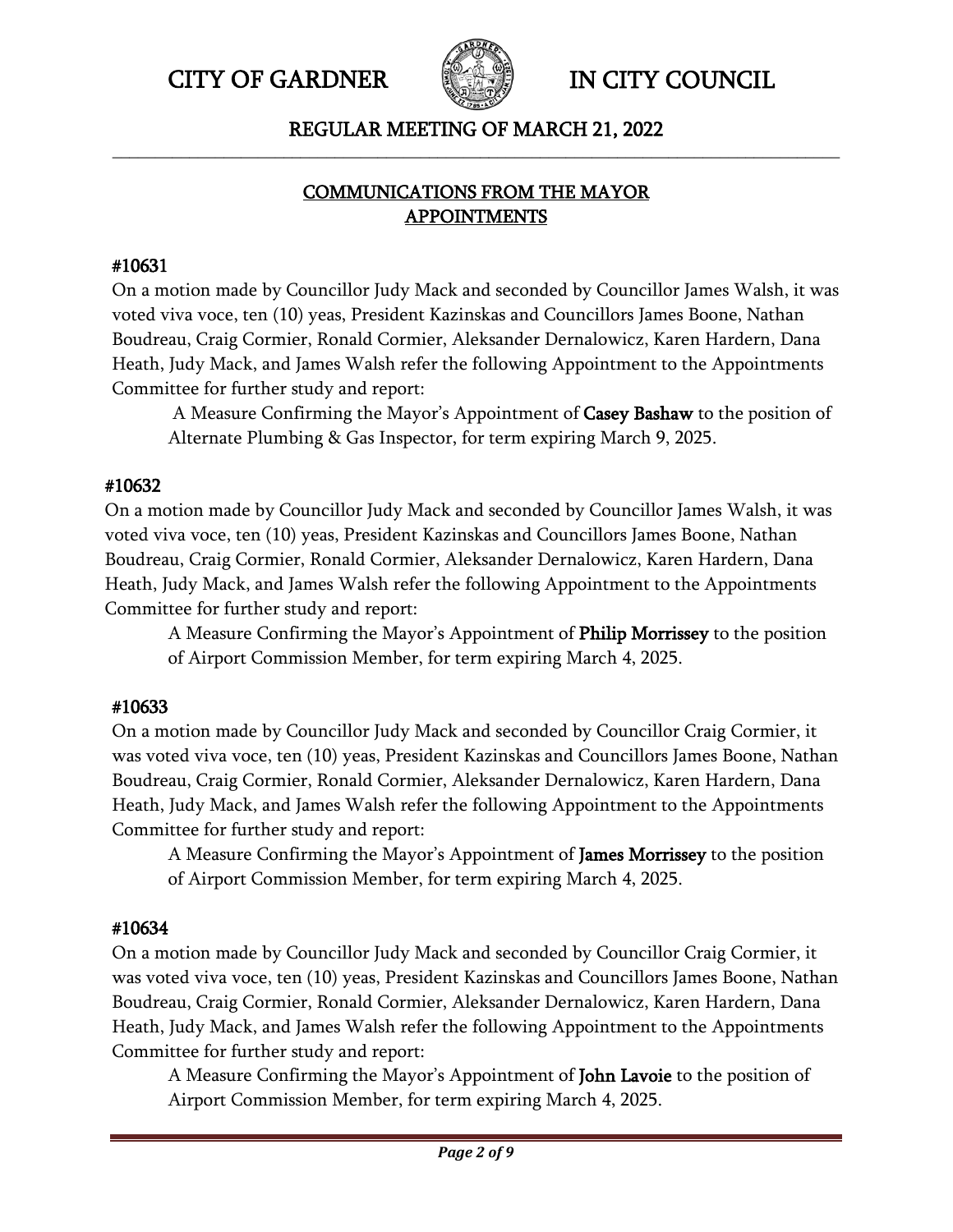# CITY OF GARDNER IN CITY COUNCIL

## REGULAR MEETING OF MARCH 21, 2022

## COMMUNICATIONS FROM THE MAYOR
## APPOINTMENTS

**#10631**

On a motion made by Councillor Judy Mack and seconded by Councillor James Walsh, it was voted viva voce, ten (10) yeas, President Kazinskas and Councillors James Boone, Nathan Boudreau, Craig Cormier, Ronald Cormier, Aleksander Dernalowicz, Karen Hardern, Dana Heath, Judy Mack, and James Walsh refer the following Appointment to the Appointments Committee for further study and report:

> A Measure Confirming the Mayor's Appointment of **Casey Bashaw** to the position of Alternate Plumbing & Gas Inspector, for term expiring March 9, 2025.

**#10632**

On a motion made by Councillor Judy Mack and seconded by Councillor James Walsh, it was voted viva voce, ten (10) yeas, President Kazinskas and Councillors James Boone, Nathan Boudreau, Craig Cormier, Ronald Cormier, Aleksander Dernalowicz, Karen Hardern, Dana Heath, Judy Mack, and James Walsh refer the following Appointment to the Appointments Committee for further study and report:

> A Measure Confirming the Mayor's Appointment of **Philip Morrissey** to the position of Airport Commission Member, for term expiring March 4, 2025.

**#10633**

On a motion made by Councillor Judy Mack and seconded by Councillor Craig Cormier, it was voted viva voce, ten (10) yeas, President Kazinskas and Councillors James Boone, Nathan Boudreau, Craig Cormier, Ronald Cormier, Aleksander Dernalowicz, Karen Hardern, Dana Heath, Judy Mack, and James Walsh refer the following Appointment to the Appointments Committee for further study and report:

> A Measure Confirming the Mayor's Appointment of **James Morrissey** to the position of Airport Commission Member, for term expiring March 4, 2025.

**#10634**

On a motion made by Councillor Judy Mack and seconded by Councillor Craig Cormier, it was voted viva voce, ten (10) yeas, President Kazinskas and Councillors James Boone, Nathan Boudreau, Craig Cormier, Ronald Cormier, Aleksander Dernalowicz, Karen Hardern, Dana Heath, Judy Mack, and James Walsh refer the following Appointment to the Appointments Committee for further study and report:

> A Measure Confirming the Mayor's Appointment of **John Lavoie** to the position of Airport Commission Member, for term expiring March 4, 2025.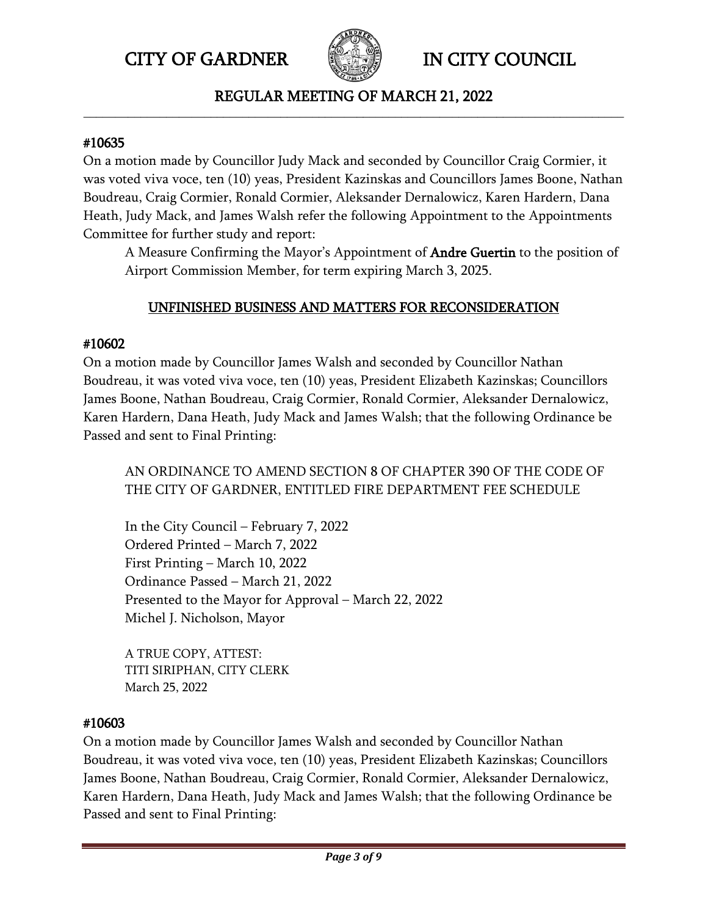#### #10635

On a motion made by Councillor Judy Mack and seconded by Councillor Craig Cormier, it was voted viva voce, ten (10) yeas, President Kazinskas and Councillors James Boone, Nathan Boudreau, Craig Cormier, Ronald Cormier, Aleksander Dernalowicz, Karen Hardern, Dana Heath, Judy Mack, and James Walsh refer the following Appointment to the Appointments Committee for further study and report:

> A Measure Confirming the Mayor's Appointment of **Andre Guertin** to the position of Airport Commission Member, for term expiring March 3, 2025.

## UNFINISHED BUSINESS AND MATTERS FOR RECONSIDERATION

#### #10602

On a motion made by Councillor James Walsh and seconded by Councillor Nathan Boudreau, it was voted viva voce, ten (10) yeas, President Elizabeth Kazinskas; Councillors James Boone, Nathan Boudreau, Craig Cormier, Ronald Cormier, Aleksander Dernalowicz, Karen Hardern, Dana Heath, Judy Mack and James Walsh; that the following Ordinance be Passed and sent to Final Printing:

> AN ORDINANCE TO AMEND SECTION 8 OF CHAPTER 390 OF THE CODE OF THE CITY OF GARDNER, ENTITLED FIRE DEPARTMENT FEE SCHEDULE
>
> In the City Council – February 7, 2022
> Ordered Printed – March 7, 2022
> First Printing – March 10, 2022
> Ordinance Passed – March 21, 2022
> Presented to the Mayor for Approval – March 22, 2022
> Michel J. Nicholson, Mayor
>
> A TRUE COPY, ATTEST:
> TITI SIRIPHAN, CITY CLERK
> March 25, 2022

#### #10603

On a motion made by Councillor James Walsh and seconded by Councillor Nathan Boudreau, it was voted viva voce, ten (10) yeas, President Elizabeth Kazinskas; Councillors James Boone, Nathan Boudreau, Craig Cormier, Ronald Cormier, Aleksander Dernalowicz, Karen Hardern, Dana Heath, Judy Mack and James Walsh; that the following Ordinance be Passed and sent to Final Printing: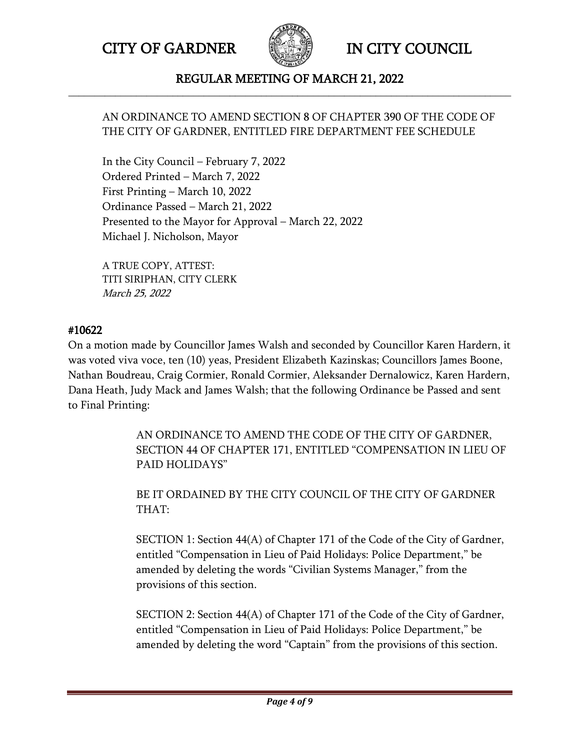AN ORDINANCE TO AMEND SECTION 8 OF CHAPTER 390 OF THE CODE OF THE CITY OF GARDNER, ENTITLED FIRE DEPARTMENT FEE SCHEDULE

In the City Council – February 7, 2022
Ordered Printed – March 7, 2022
First Printing – March 10, 2022
Ordinance Passed – March 21, 2022
Presented to the Mayor for Approval – March 22, 2022
Michael J. Nicholson, Mayor

A TRUE COPY, ATTEST:
TITI SIRIPHAN, CITY CLERK
*March 25, 2022*

## #10622

On a motion made by Councillor James Walsh and seconded by Councillor Karen Hardern, it was voted viva voce, ten (10) yeas, President Elizabeth Kazinskas; Councillors James Boone, Nathan Boudreau, Craig Cormier, Ronald Cormier, Aleksander Dernalowicz, Karen Hardern, Dana Heath, Judy Mack and James Walsh; that the following Ordinance be Passed and sent to Final Printing:

AN ORDINANCE TO AMEND THE CODE OF THE CITY OF GARDNER, SECTION 44 OF CHAPTER 171, ENTITLED "COMPENSATION IN LIEU OF PAID HOLIDAYS"

BE IT ORDAINED BY THE CITY COUNCIL OF THE CITY OF GARDNER THAT:

SECTION 1: Section 44(A) of Chapter 171 of the Code of the City of Gardner, entitled "Compensation in Lieu of Paid Holidays: Police Department," be amended by deleting the words "Civilian Systems Manager," from the provisions of this section.

SECTION 2: Section 44(A) of Chapter 171 of the Code of the City of Gardner, entitled "Compensation in Lieu of Paid Holidays: Police Department," be amended by deleting the word "Captain" from the provisions of this section.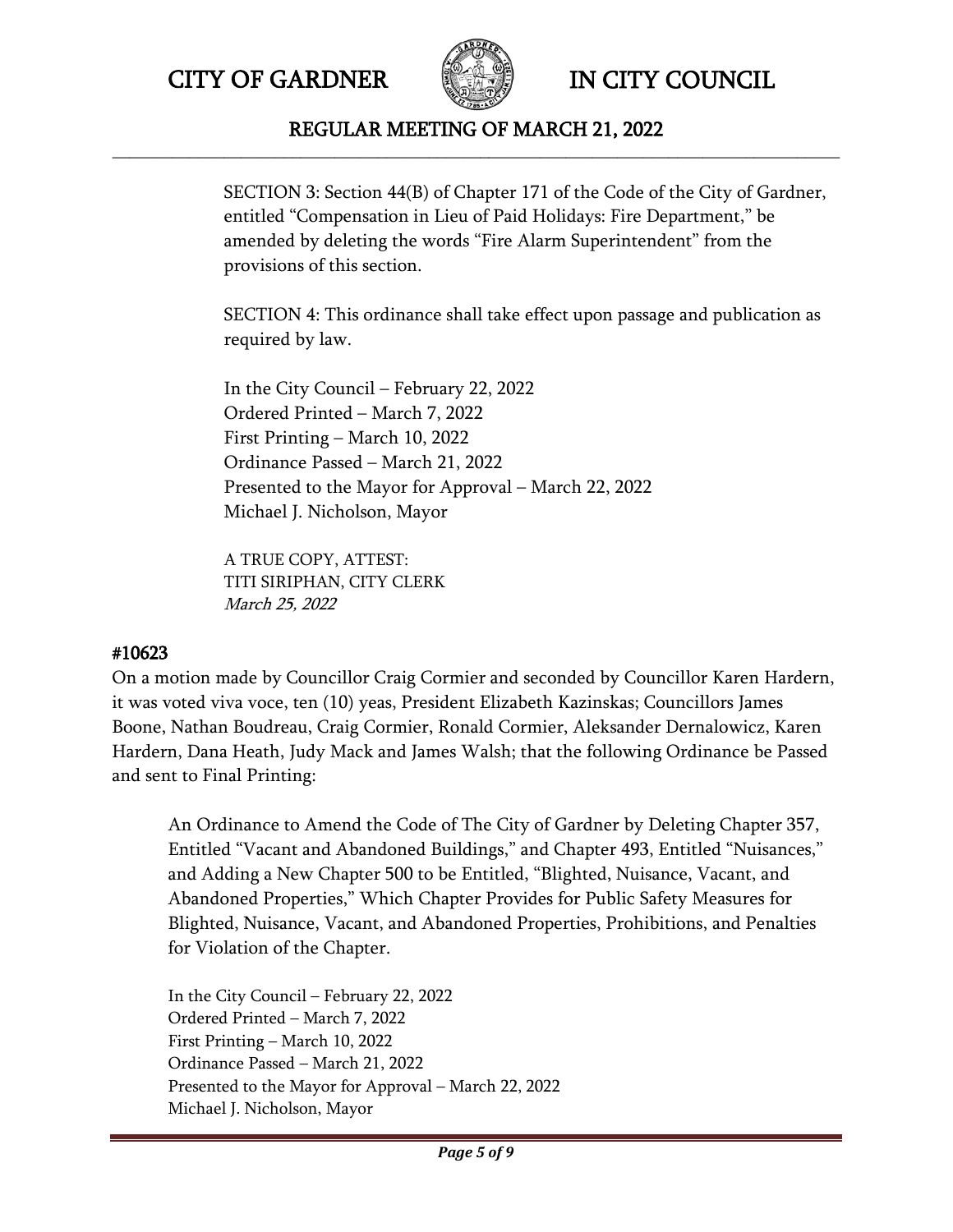SECTION 3: Section 44(B) of Chapter 171 of the Code of the City of Gardner, entitled "Compensation in Lieu of Paid Holidays: Fire Department," be amended by deleting the words "Fire Alarm Superintendent" from the provisions of this section.

SECTION 4: This ordinance shall take effect upon passage and publication as required by law.

In the City Council – February 22, 2022
Ordered Printed – March 7, 2022
First Printing – March 10, 2022
Ordinance Passed – March 21, 2022
Presented to the Mayor for Approval – March 22, 2022
Michael J. Nicholson, Mayor

A TRUE COPY, ATTEST:
TITI SIRIPHAN, CITY CLERK
*March 25, 2022*

### #10623

On a motion made by Councillor Craig Cormier and seconded by Councillor Karen Hardern, it was voted viva voce, ten (10) yeas, President Elizabeth Kazinskas; Councillors James Boone, Nathan Boudreau, Craig Cormier, Ronald Cormier, Aleksander Dernalowicz, Karen Hardern, Dana Heath, Judy Mack and James Walsh; that the following Ordinance be Passed and sent to Final Printing:

An Ordinance to Amend the Code of The City of Gardner by Deleting Chapter 357, Entitled "Vacant and Abandoned Buildings," and Chapter 493, Entitled "Nuisances," and Adding a New Chapter 500 to be Entitled, "Blighted, Nuisance, Vacant, and Abandoned Properties," Which Chapter Provides for Public Safety Measures for Blighted, Nuisance, Vacant, and Abandoned Properties, Prohibitions, and Penalties for Violation of the Chapter.

In the City Council – February 22, 2022
Ordered Printed – March 7, 2022
First Printing – March 10, 2022
Ordinance Passed – March 21, 2022
Presented to the Mayor for Approval – March 22, 2022
Michael J. Nicholson, Mayor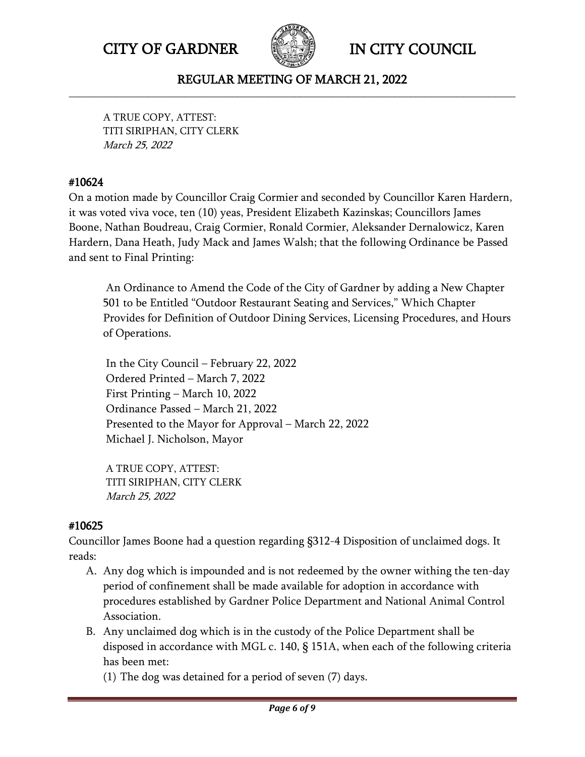A TRUE COPY, ATTEST:
TITI SIRIPHAN, CITY CLERK
*March 25, 2022*

#### #10624

On a motion made by Councillor Craig Cormier and seconded by Councillor Karen Hardern, it was voted viva voce, ten (10) yeas, President Elizabeth Kazinskas; Councillors James Boone, Nathan Boudreau, Craig Cormier, Ronald Cormier, Aleksander Dernalowicz, Karen Hardern, Dana Heath, Judy Mack and James Walsh; that the following Ordinance be Passed and sent to Final Printing:

An Ordinance to Amend the Code of the City of Gardner by adding a New Chapter 501 to be Entitled "Outdoor Restaurant Seating and Services," Which Chapter Provides for Definition of Outdoor Dining Services, Licensing Procedures, and Hours of Operations.

In the City Council – February 22, 2022
Ordered Printed – March 7, 2022
First Printing – March 10, 2022
Ordinance Passed – March 21, 2022
Presented to the Mayor for Approval – March 22, 2022
Michael J. Nicholson, Mayor

A TRUE COPY, ATTEST:
TITI SIRIPHAN, CITY CLERK
*March 25, 2022*

#### #10625

Councillor James Boone had a question regarding §312-4 Disposition of unclaimed dogs. It reads:

A. Any dog which is impounded and is not redeemed by the owner withing the ten-day period of confinement shall be made available for adoption in accordance with procedures established by Gardner Police Department and National Animal Control Association.
B. Any unclaimed dog which is in the custody of the Police Department shall be disposed in accordance with MGL c. 140, § 151A, when each of the following criteria has been met:
   (1) The dog was detained for a period of seven (7) days.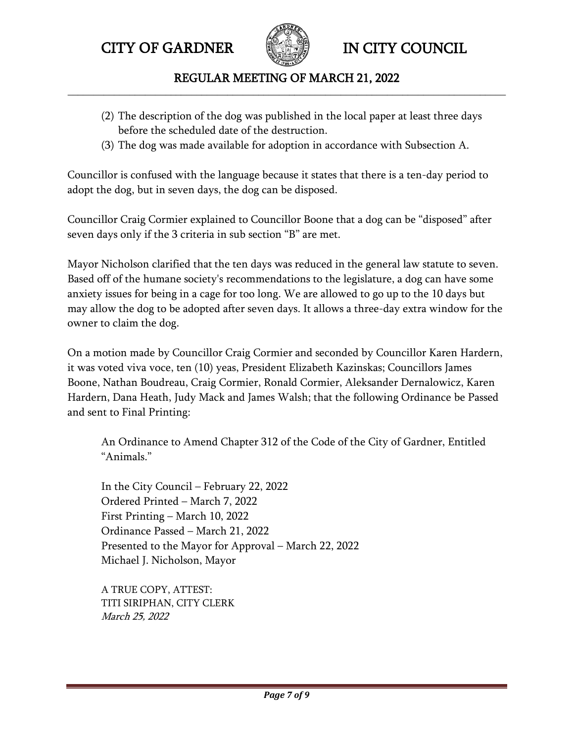(2) The description of the dog was published in the local paper at least three days before the scheduled date of the destruction.
(3) The dog was made available for adoption in accordance with Subsection A.

Councillor is confused with the language because it states that there is a ten-day period to adopt the dog, but in seven days, the dog can be disposed.

Councillor Craig Cormier explained to Councillor Boone that a dog can be "disposed" after seven days only if the 3 criteria in sub section "B" are met.

Mayor Nicholson clarified that the ten days was reduced in the general law statute to seven. Based off of the humane society's recommendations to the legislature, a dog can have some anxiety issues for being in a cage for too long. We are allowed to go up to the 10 days but may allow the dog to be adopted after seven days. It allows a three-day extra window for the owner to claim the dog.

On a motion made by Councillor Craig Cormier and seconded by Councillor Karen Hardern, it was voted viva voce, ten (10) yeas, President Elizabeth Kazinskas; Councillors James Boone, Nathan Boudreau, Craig Cormier, Ronald Cormier, Aleksander Dernalowicz, Karen Hardern, Dana Heath, Judy Mack and James Walsh; that the following Ordinance be Passed and sent to Final Printing:

> An Ordinance to Amend Chapter 312 of the Code of the City of Gardner, Entitled "Animals."
>
> In the City Council – February 22, 2022
> Ordered Printed – March 7, 2022
> First Printing – March 10, 2022
> Ordinance Passed – March 21, 2022
> Presented to the Mayor for Approval – March 22, 2022
> Michael J. Nicholson, Mayor
>
> A TRUE COPY, ATTEST:
> TITI SIRIPHAN, CITY CLERK
> *March 25, 2022*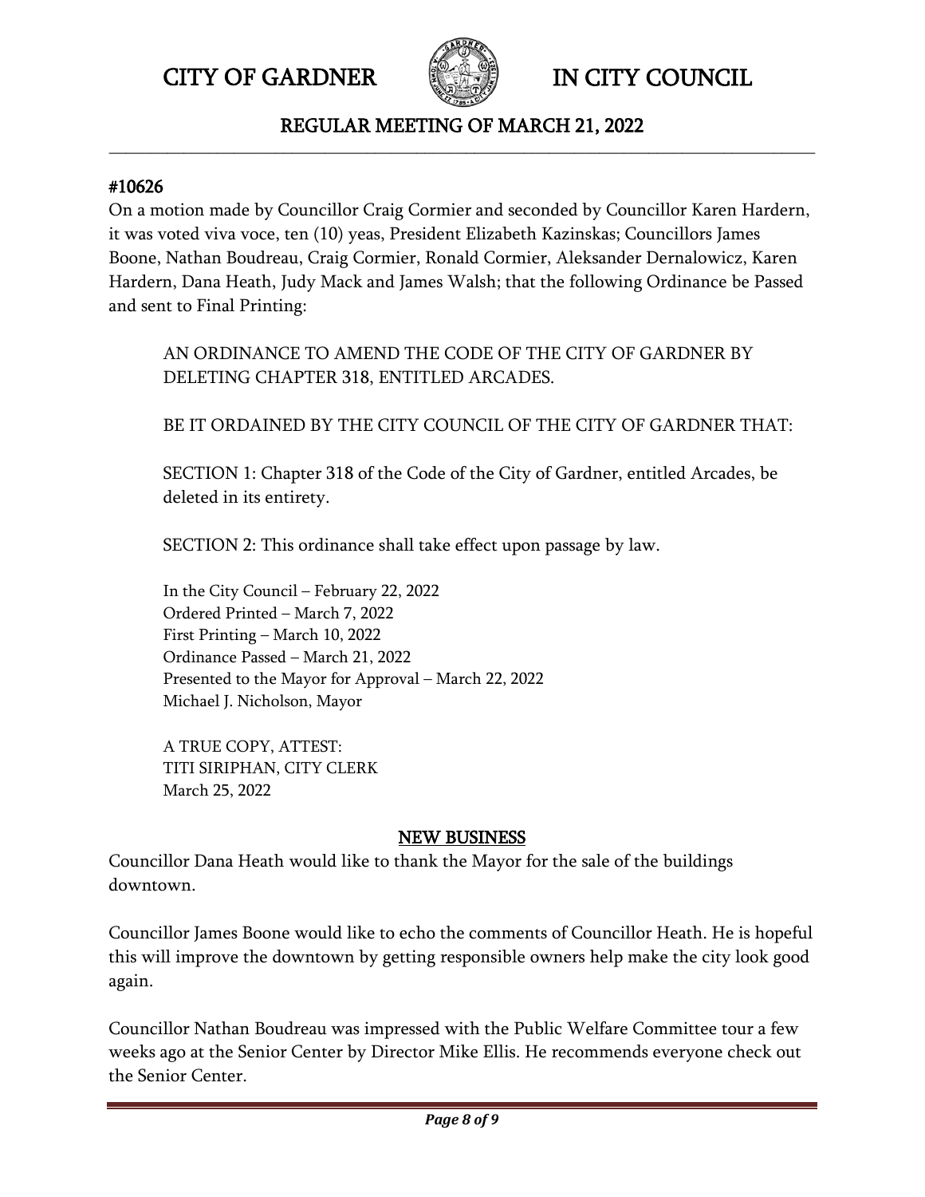#### #10626

On a motion made by Councillor Craig Cormier and seconded by Councillor Karen Hardern, it was voted viva voce, ten (10) yeas, President Elizabeth Kazinskas; Councillors James Boone, Nathan Boudreau, Craig Cormier, Ronald Cormier, Aleksander Dernalowicz, Karen Hardern, Dana Heath, Judy Mack and James Walsh; that the following Ordinance be Passed and sent to Final Printing:

AN ORDINANCE TO AMEND THE CODE OF THE CITY OF GARDNER BY DELETING CHAPTER 318, ENTITLED ARCADES.

BE IT ORDAINED BY THE CITY COUNCIL OF THE CITY OF GARDNER THAT:

SECTION 1: Chapter 318 of the Code of the City of Gardner, entitled Arcades, be deleted in its entirety.

SECTION 2: This ordinance shall take effect upon passage by law.

In the City Council – February 22, 2022
Ordered Printed – March 7, 2022
First Printing – March 10, 2022
Ordinance Passed – March 21, 2022
Presented to the Mayor for Approval – March 22, 2022
Michael J. Nicholson, Mayor

A TRUE COPY, ATTEST:
TITI SIRIPHAN, CITY CLERK
March 25, 2022

## NEW BUSINESS

Councillor Dana Heath would like to thank the Mayor for the sale of the buildings downtown.

Councillor James Boone would like to echo the comments of Councillor Heath. He is hopeful this will improve the downtown by getting responsible owners help make the city look good again.

Councillor Nathan Boudreau was impressed with the Public Welfare Committee tour a few weeks ago at the Senior Center by Director Mike Ellis. He recommends everyone check out the Senior Center.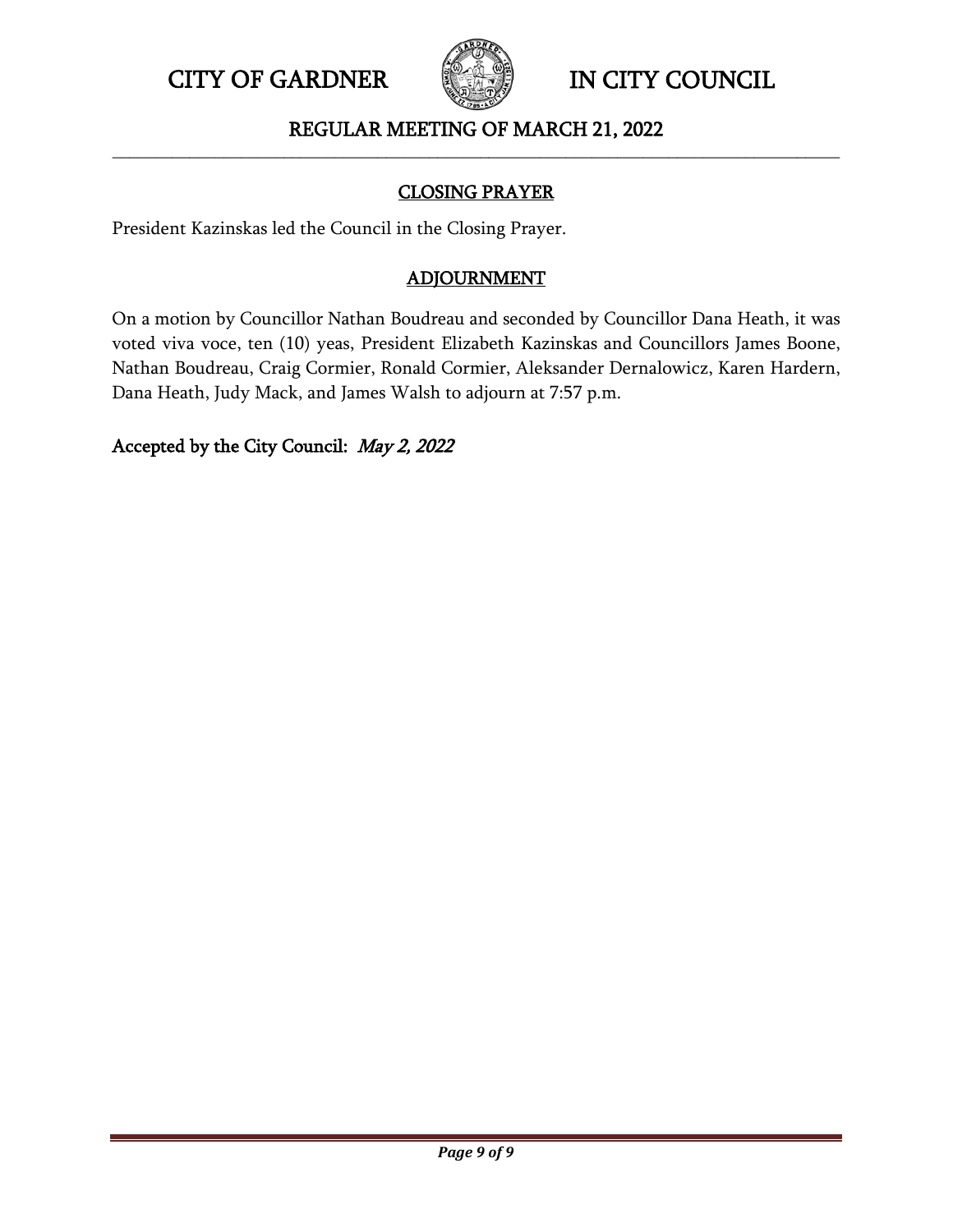## CLOSING PRAYER

President Kazinskas led the Council in the Closing Prayer.

## ADJOURNMENT

On a motion by Councillor Nathan Boudreau and seconded by Councillor Dana Heath, it was voted viva voce, ten (10) yeas, President Elizabeth Kazinskas and Councillors James Boone, Nathan Boudreau, Craig Cormier, Ronald Cormier, Aleksander Dernalowicz, Karen Hardern, Dana Heath, Judy Mack, and James Walsh to adjourn at 7:57 p.m.

**Accepted by the City Council:** ***May 2, 2022***